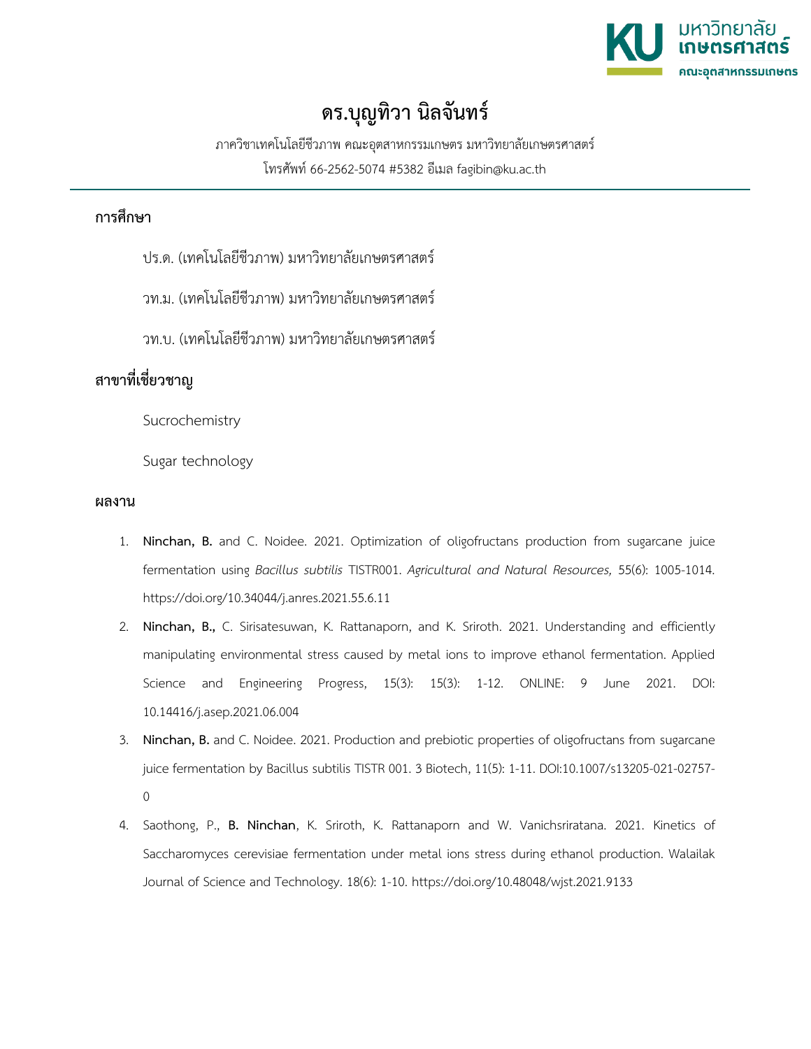# ดร.บุญทิวา นิลจันทร์

ภาควิชาเทคโนโลยีชีวภาพ คณะอุตสาหกรรมเกษตร มหาวิทยาลัยเกษตรศาสตร์

โทรศัพท์ 66-2562-5074 #5382 อีเมล fagibin@ku.ac.th

---

## การศึกษา

ปร.ด. (เทคโนโลยีชีวภาพ) มหาวิทยาลัยเกษตรศาสตร์

วท.ม. (เทคโนโลยีชีวภาพ) มหาวิทยาลัยเกษตรศาสตร์

วท.บ. (เทคโนโลยีชีวภาพ) มหาวิทยาลัยเกษตรศาสตร์

## สาขาที่เชี่ยวชาญ

Sucrochemistry

Sugar technology

## ผลงาน

1. **Ninchan, B.** and C. Noidee. 2021. Optimization of oligofructans production from sugarcane juice fermentation using *Bacillus subtilis* TISTR001. *Agricultural and Natural Resources,* 55(6): 1005-1014. https://doi.org/10.34044/j.anres.2021.55.6.11
2. **Ninchan, B.,** C. Sirisatesuwan, K. Rattanaporn, and K. Sriroth. 2021. Understanding and efficiently manipulating environmental stress caused by metal ions to improve ethanol fermentation. Applied Science and Engineering Progress, 15(3): 15(3): 1-12. ONLINE: 9 June 2021. DOI: 10.14416/j.asep.2021.06.004
3. **Ninchan, B.** and C. Noidee. 2021. Production and prebiotic properties of oligofructans from sugarcane juice fermentation by Bacillus subtilis TISTR 001. 3 Biotech, 11(5): 1-11. DOI:10.1007/s13205-021-02757-0
4. Saothong, P., **B. Ninchan**, K. Sriroth, K. Rattanaporn and W. Vanichsriratana. 2021. Kinetics of Saccharomyces cerevisiae fermentation under metal ions stress during ethanol production. Walailak Journal of Science and Technology. 18(6): 1-10. https://doi.org/10.48048/wjst.2021.9133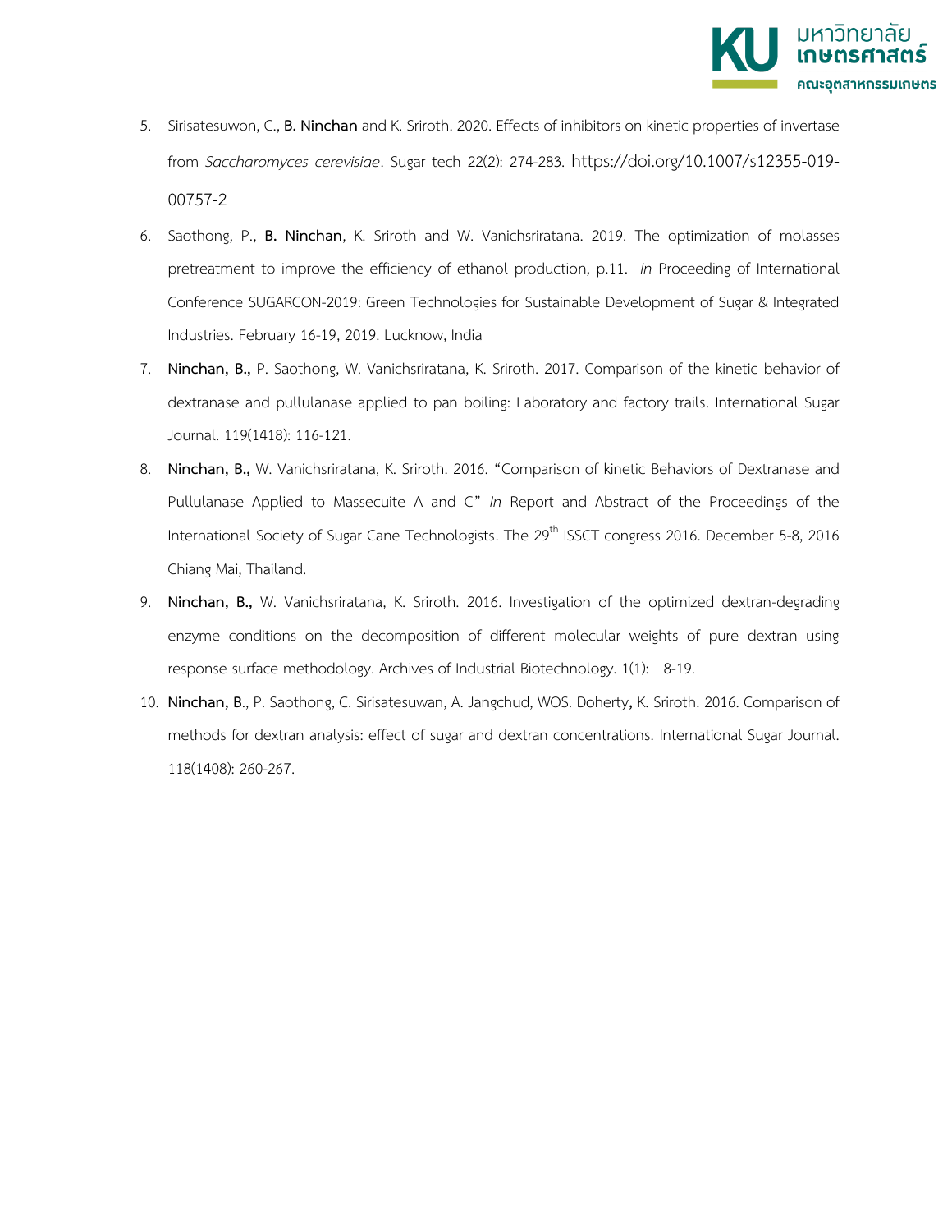5. Sirisatesuwon, C., **B. Ninchan** and K. Sriroth. 2020. Effects of inhibitors on kinetic properties of invertase from *Saccharomyces cerevisiae*. Sugar tech 22(2): 274-283. https://doi.org/10.1007/s12355-019-00757-2
6. Saothong, P., **B. Ninchan**, K. Sriroth and W. Vanichsriratana. 2019. The optimization of molasses pretreatment to improve the efficiency of ethanol production, p.11. *In* Proceeding of International Conference SUGARCON-2019: Green Technologies for Sustainable Development of Sugar & Integrated Industries. February 16-19, 2019. Lucknow, India
7. **Ninchan, B.,** P. Saothong, W. Vanichsriratana, K. Sriroth. 2017. Comparison of the kinetic behavior of dextranase and pullulanase applied to pan boiling: Laboratory and factory trails. International Sugar Journal. 119(1418): 116-121.
8. **Ninchan, B.,** W. Vanichsriratana, K. Sriroth. 2016. "Comparison of kinetic Behaviors of Dextranase and Pullulanase Applied to Massecuite A and C" *In* Report and Abstract of the Proceedings of the International Society of Sugar Cane Technologists. The 29th ISSCT congress 2016. December 5-8, 2016 Chiang Mai, Thailand.
9. **Ninchan, B.,** W. Vanichsriratana, K. Sriroth. 2016. Investigation of the optimized dextran-degrading enzyme conditions on the decomposition of different molecular weights of pure dextran using response surface methodology. Archives of Industrial Biotechnology. 1(1): 8-19.
10. **Ninchan, B**., P. Saothong, C. Sirisatesuwan, A. Jangchud, WOS. Doherty**,** K. Sriroth. 2016. Comparison of methods for dextran analysis: effect of sugar and dextran concentrations. International Sugar Journal. 118(1408): 260-267.